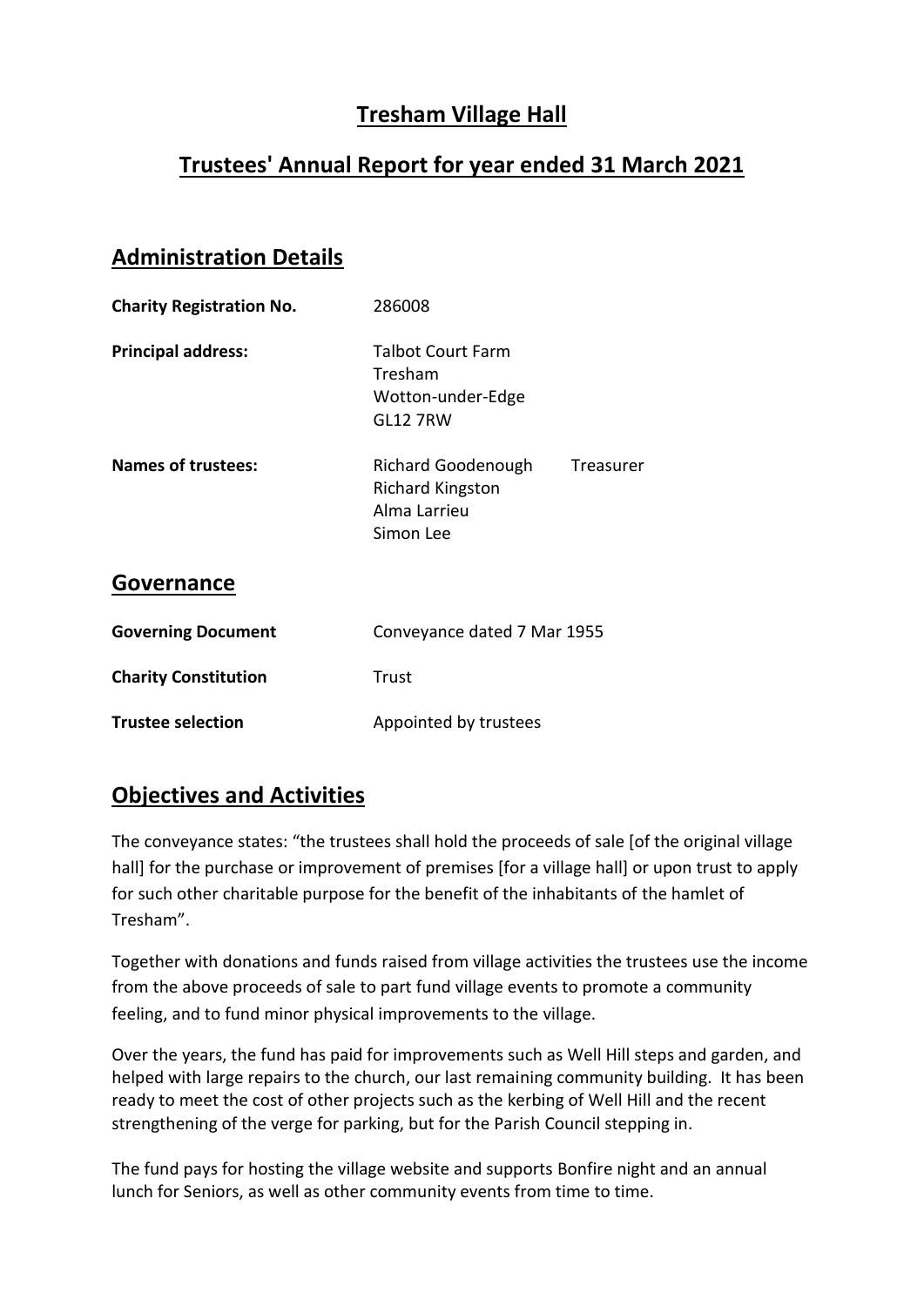# Tresham Village Hall

# Trustees' Annual Report for year ended 31 March 2021

## Administration Details

| | | |
|---|---|---|
| **Charity Registration No.** | 286008 | |
| **Principal address:** | Talbot Court Farm<br>Tresham<br>Wotton-under-Edge<br>GL12 7RW | |
| **Names of trustees:** | Richard Goodenough | Treasurer |
| | Richard Kingston | |
| | Alma Larrieu | |
| | Simon Lee | |

## Governance

| | |
|---|---|
| **Governing Document** | Conveyance dated 7 Mar 1955 |
| **Charity Constitution** | Trust |
| **Trustee selection** | Appointed by trustees |

## Objectives and Activities

The conveyance states: "the trustees shall hold the proceeds of sale [of the original village hall] for the purchase or improvement of premises [for a village hall] or upon trust to apply for such other charitable purpose for the benefit of the inhabitants of the hamlet of Tresham".

Together with donations and funds raised from village activities the trustees use the income from the above proceeds of sale to part fund village events to promote a community feeling, and to fund minor physical improvements to the village.

Over the years, the fund has paid for improvements such as Well Hill steps and garden, and helped with large repairs to the church, our last remaining community building. It has been ready to meet the cost of other projects such as the kerbing of Well Hill and the recent strengthening of the verge for parking, but for the Parish Council stepping in.

The fund pays for hosting the village website and supports Bonfire night and an annual lunch for Seniors, as well as other community events from time to time.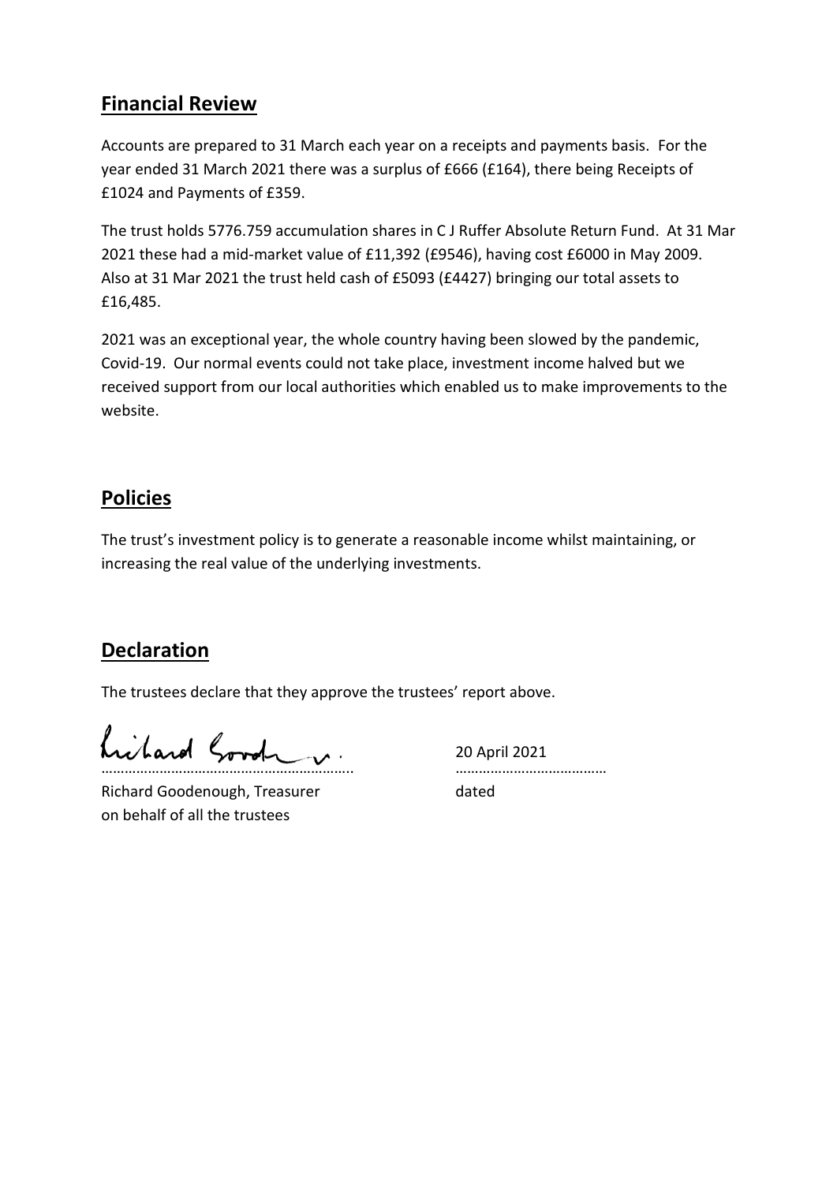## Financial Review

Accounts are prepared to 31 March each year on a receipts and payments basis. For the year ended 31 March 2021 there was a surplus of £666 (£164), there being Receipts of £1024 and Payments of £359.

The trust holds 5776.759 accumulation shares in C J Ruffer Absolute Return Fund. At 31 Mar 2021 these had a mid-market value of £11,392 (£9546), having cost £6000 in May 2009. Also at 31 Mar 2021 the trust held cash of £5093 (£4427) bringing our total assets to £16,485.

2021 was an exceptional year, the whole country having been slowed by the pandemic, Covid-19. Our normal events could not take place, investment income halved but we received support from our local authorities which enabled us to make improvements to the website.

## Policies

The trust's investment policy is to generate a reasonable income whilst maintaining, or increasing the real value of the underlying investments.

## Declaration

The trustees declare that they approve the trustees' report above.

Richard Goodenough, Treasurer
on behalf of all the trustees

20 April 2021
dated